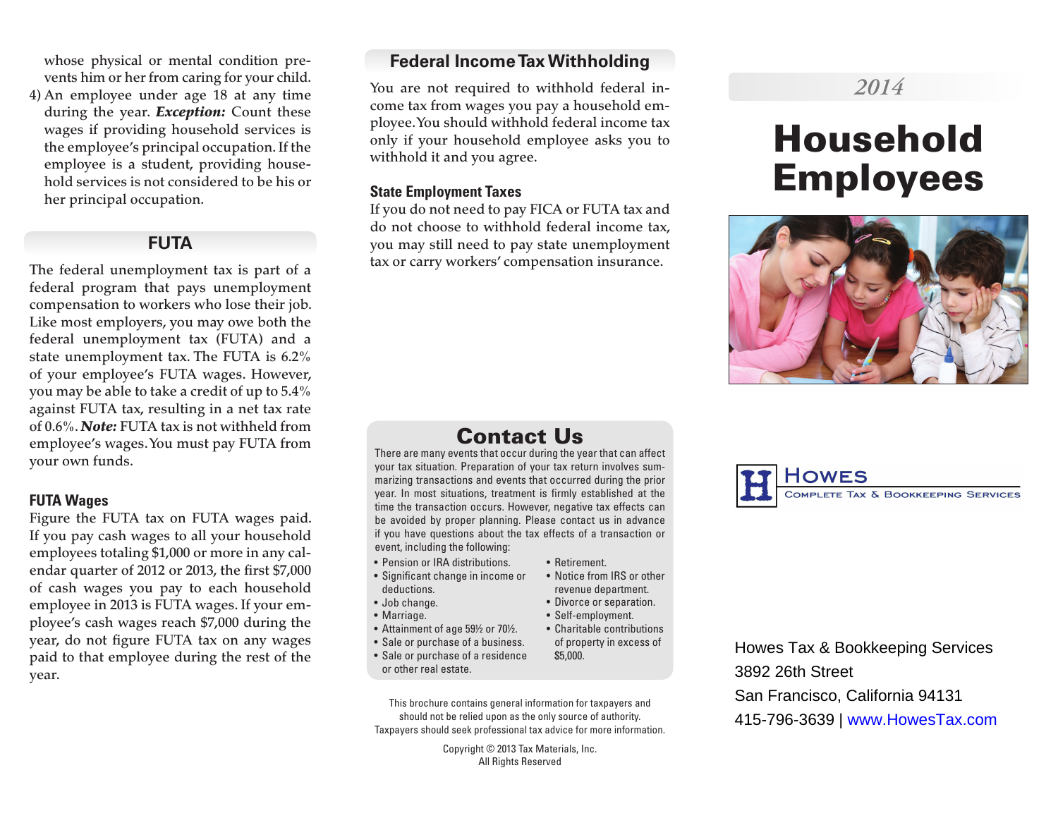whose physical or mental condition prevents him or her from caring for your child.

4) An employee under age 18 at any time during the year. ***Exception:*** Count these wages if providing household services is the employee's principal occupation. If the employee is a student, providing household services is not considered to be his or her principal occupation.

## FUTA

The federal unemployment tax is part of a federal program that pays unemployment compensation to workers who lose their job. Like most employers, you may owe both the federal unemployment tax (FUTA) and a state unemployment tax. The FUTA is 6.2% of your employee's FUTA wages. However, you may be able to take a credit of up to 5.4% against FUTA tax, resulting in a net tax rate of 0.6%. ***Note:*** FUTA tax is not withheld from employee's wages. You must pay FUTA from your own funds.

### FUTA Wages

Figure the FUTA tax on FUTA wages paid. If you pay cash wages to all your household employees totaling $1,000 or more in any calendar quarter of 2012 or 2013, the first $7,000 of cash wages you pay to each household employee in 2013 is FUTA wages. If your employee's cash wages reach $7,000 during the year, do not figure FUTA tax on any wages paid to that employee during the rest of the year.

## Federal Income Tax Withholding

You are not required to withhold federal income tax from wages you pay a household employee. You should withhold federal income tax only if your household employee asks you to withhold it and you agree.

### State Employment Taxes

If you do not need to pay FICA or FUTA tax and do not choose to withhold federal income tax, you may still need to pay state unemployment tax or carry workers' compensation insurance.

## Contact Us

There are many events that occur during the year that can affect your tax situation. Preparation of your tax return involves summarizing transactions and events that occurred during the prior year. In most situations, treatment is firmly established at the time the transaction occurs. However, negative tax effects can be avoided by proper planning. Please contact us in advance if you have questions about the tax effects of a transaction or event, including the following:

- Pension or IRA distributions.
- Significant change in income or deductions.
- Job change.
- Marriage.
- Attainment of age 59½ or 70½.
- Sale or purchase of a business.
- Sale or purchase of a residence or other real estate.
- Retirement.
- Notice from IRS or other revenue department.
- Divorce or separation.
- Self-employment.
- Charitable contributions of property in excess of $5,000.

This brochure contains general information for taxpayers and should not be relied upon as the only source of authority. Taxpayers should seek professional tax advice for more information.

Copyright © 2013 Tax Materials, Inc.
All Rights Reserved

*2014*

# Household Employees

**Howes**
Complete Tax & Bookkeeping Services

Howes Tax & Bookkeeping Services
3892 26th Street
San Francisco, California 94131
415-796-3639 | www.HowesTax.com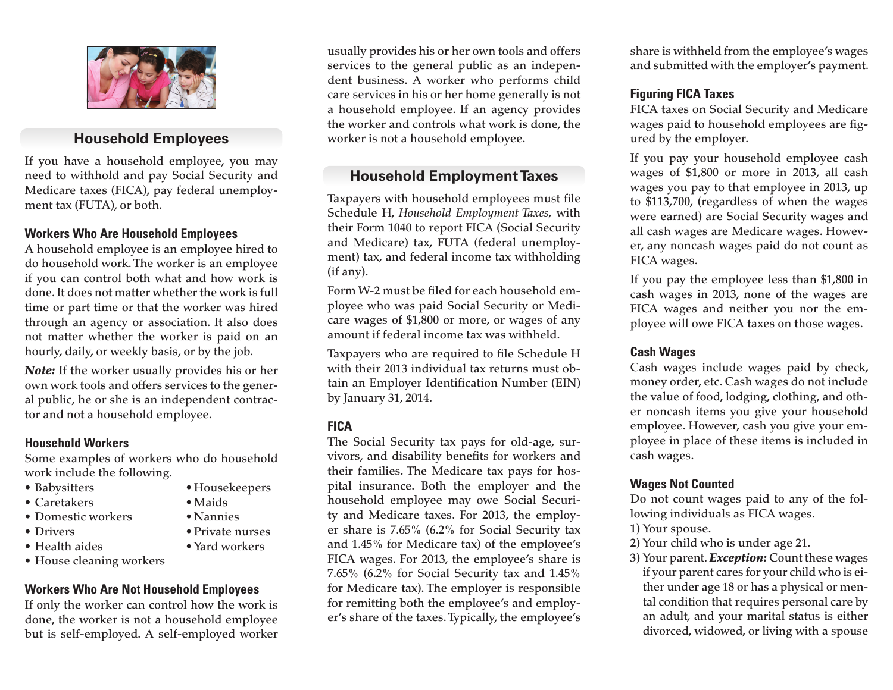## Household Employees

If you have a household employee, you may need to withhold and pay Social Security and Medicare taxes (FICA), pay federal unemployment tax (FUTA), or both.

### Workers Who Are Household Employees

A household employee is an employee hired to do household work. The worker is an employee if you can control both what and how work is done. It does not matter whether the work is full time or part time or that the worker was hired through an agency or association. It also does not matter whether the worker is paid on an hourly, daily, or weekly basis, or by the job.

***Note:*** If the worker usually provides his or her own work tools and offers services to the general public, he or she is an independent contractor and not a household employee.

### Household Workers

Some examples of workers who do household work include the following.

- Babysitters
- Caretakers
- Domestic workers
- Drivers
- Health aides
- House cleaning workers
- Housekeepers
- Maids
- Nannies
- Private nurses
- Yard workers

### Workers Who Are Not Household Employees

If only the worker can control how the work is done, the worker is not a household employee but is self-employed. A self-employed worker usually provides his or her own tools and offers services to the general public as an independent business. A worker who performs child care services in his or her home generally is not a household employee. If an agency provides the worker and controls what work is done, the worker is not a household employee.

## Household Employment Taxes

Taxpayers with household employees must file Schedule H, *Household Employment Taxes,* with their Form 1040 to report FICA (Social Security and Medicare) tax, FUTA (federal unemployment) tax, and federal income tax withholding (if any).

Form W-2 must be filed for each household employee who was paid Social Security or Medicare wages of $1,800 or more, or wages of any amount if federal income tax was withheld.

Taxpayers who are required to file Schedule H with their 2013 individual tax returns must obtain an Employer Identification Number (EIN) by January 31, 2014.

### FICA

The Social Security tax pays for old-age, survivors, and disability benefits for workers and their families. The Medicare tax pays for hospital insurance. Both the employer and the household employee may owe Social Security and Medicare taxes. For 2013, the employer share is 7.65% (6.2% for Social Security tax and 1.45% for Medicare tax) of the employee's FICA wages. For 2013, the employee's share is 7.65% (6.2% for Social Security tax and 1.45% for Medicare tax). The employer is responsible for remitting both the employee's and employer's share of the taxes. Typically, the employee's share is withheld from the employee's wages and submitted with the employer's payment.

### Figuring FICA Taxes

FICA taxes on Social Security and Medicare wages paid to household employees are figured by the employer.

If you pay your household employee cash wages of $1,800 or more in 2013, all cash wages you pay to that employee in 2013, up to $113,700, (regardless of when the wages were earned) are Social Security wages and all cash wages are Medicare wages. However, any noncash wages paid do not count as FICA wages.

If you pay the employee less than $1,800 in cash wages in 2013, none of the wages are FICA wages and neither you nor the employee will owe FICA taxes on those wages.

### Cash Wages

Cash wages include wages paid by check, money order, etc. Cash wages do not include the value of food, lodging, clothing, and other noncash items you give your household employee. However, cash you give your employee in place of these items is included in cash wages.

### Wages Not Counted

Do not count wages paid to any of the following individuals as FICA wages.

1) Your spouse.
2) Your child who is under age 21.
3) Your parent. ***Exception:*** Count these wages if your parent cares for your child who is either under age 18 or has a physical or mental condition that requires personal care by an adult, and your marital status is either divorced, widowed, or living with a spouse